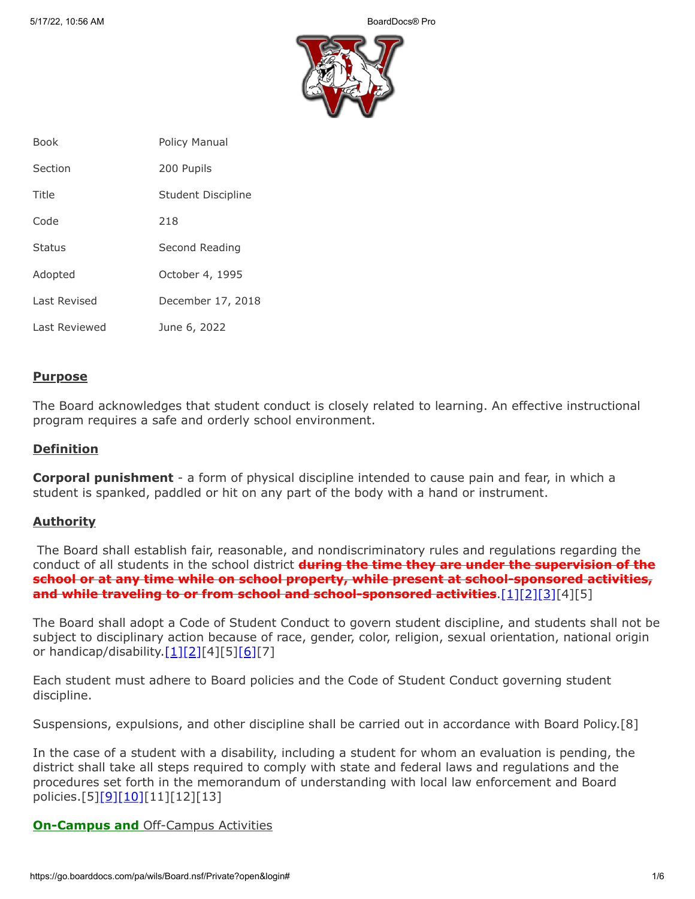| Book | Policy Manual |
|---|---|
| Section | 200 Pupils |
| Title | Student Discipline |
| Code | 218 |
| Status | Second Reading |
| Adopted | October 4, 1995 |
| Last Revised | December 17, 2018 |
| Last Reviewed | June 6, 2022 |

## Purpose

The Board acknowledges that student conduct is closely related to learning. An effective instructional program requires a safe and orderly school environment.

## Definition

**Corporal punishment** - a form of physical discipline intended to cause pain and fear, in which a student is spanked, paddled or hit on any part of the body with a hand or instrument.

## Authority

The Board shall establish fair, reasonable, and nondiscriminatory rules and regulations regarding the conduct of all students in the school district ~~**during the time they are under the supervision of the school or at any time while on school property, while present at school-sponsored activities, and while traveling to or from school and school-sponsored activities**~~.[1][2][3][4][5]

The Board shall adopt a Code of Student Conduct to govern student discipline, and students shall not be subject to disciplinary action because of race, gender, color, religion, sexual orientation, national origin or handicap/disability.[1][2][4][5][6][7]

Each student must adhere to Board policies and the Code of Student Conduct governing student discipline.

Suspensions, expulsions, and other discipline shall be carried out in accordance with Board Policy.[8]

In the case of a student with a disability, including a student for whom an evaluation is pending, the district shall take all steps required to comply with state and federal laws and regulations and the procedures set forth in the memorandum of understanding with local law enforcement and Board policies.[5][9][10][11][12][13]

## **On-Campus and** Off-Campus Activities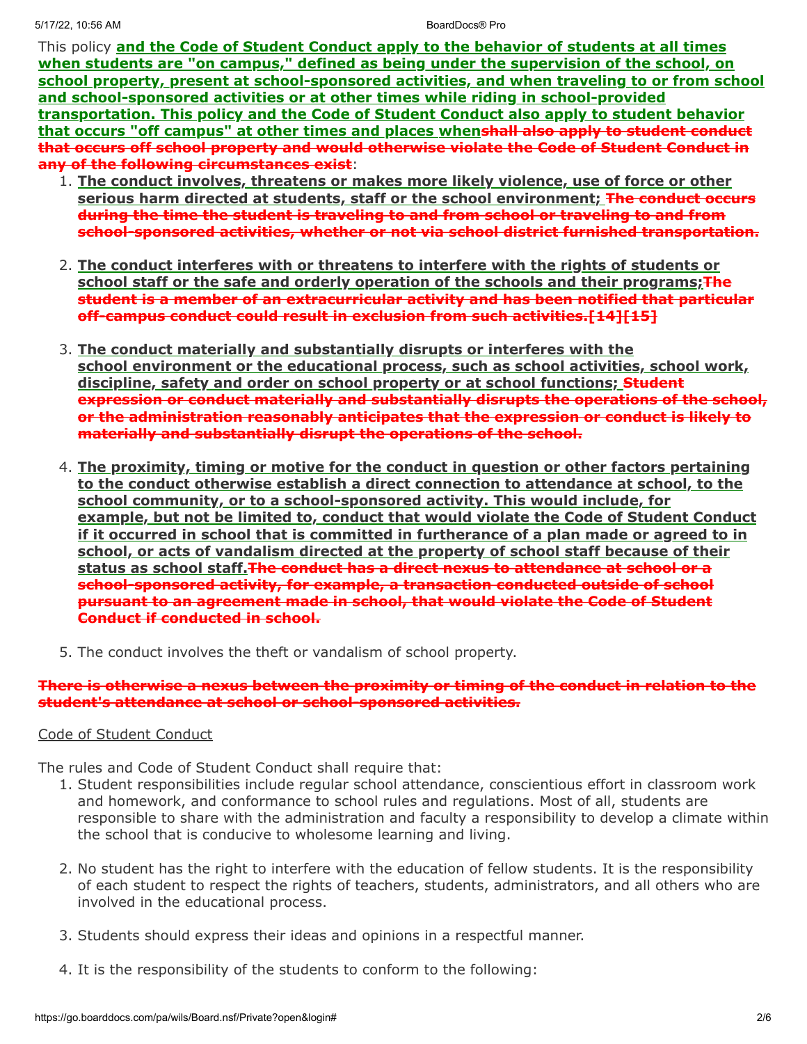This policy **and the Code of Student Conduct apply to the behavior of students at all times when students are "on campus," defined as being under the supervision of the school, on school property, present at school-sponsored activities, and when traveling to or from school and school-sponsored activities or at other times while riding in school-provided transportation. This policy and the Code of Student Conduct also apply to student behavior that occurs "off campus" at other times and places when**~~shall also apply to student conduct that occurs off school property and would otherwise violate the Code of Student Conduct in any of the following circumstances exist~~:

1. **The conduct involves, threatens or makes more likely violence, use of force or other serious harm directed at students, staff or the school environment;** ~~The conduct occurs during the time the student is traveling to and from school or traveling to and from school-sponsored activities, whether or not via school district furnished transportation.~~

2. **The conduct interferes with or threatens to interfere with the rights of students or school staff or the safe and orderly operation of the schools and their programs;**~~The student is a member of an extracurricular activity and has been notified that particular off-campus conduct could result in exclusion from such activities.[14][15]~~

3. **The conduct materially and substantially disrupts or interferes with the school environment or the educational process, such as school activities, school work, discipline, safety and order on school property or at school functions;** ~~Student expression or conduct materially and substantially disrupts the operations of the school, or the administration reasonably anticipates that the expression or conduct is likely to materially and substantially disrupt the operations of the school.~~

4. **The proximity, timing or motive for the conduct in question or other factors pertaining to the conduct otherwise establish a direct connection to attendance at school, to the school community, or to a school-sponsored activity. This would include, for example, but not be limited to, conduct that would violate the Code of Student Conduct if it occurred in school that is committed in furtherance of a plan made or agreed to in school, or acts of vandalism directed at the property of school staff because of their status as school staff.**~~The conduct has a direct nexus to attendance at school or a school-sponsored activity, for example, a transaction conducted outside of school pursuant to an agreement made in school, that would violate the Code of Student Conduct if conducted in school.~~

5. The conduct involves the theft or vandalism of school property.

~~There is otherwise a nexus between the proximity or timing of the conduct in relation to the student's attendance at school or school-sponsored activities.~~

Code of Student Conduct

The rules and Code of Student Conduct shall require that:

1. Student responsibilities include regular school attendance, conscientious effort in classroom work and homework, and conformance to school rules and regulations. Most of all, students are responsible to share with the administration and faculty a responsibility to develop a climate within the school that is conducive to wholesome learning and living.

2. No student has the right to interfere with the education of fellow students. It is the responsibility of each student to respect the rights of teachers, students, administrators, and all others who are involved in the educational process.

3. Students should express their ideas and opinions in a respectful manner.

4. It is the responsibility of the students to conform to the following: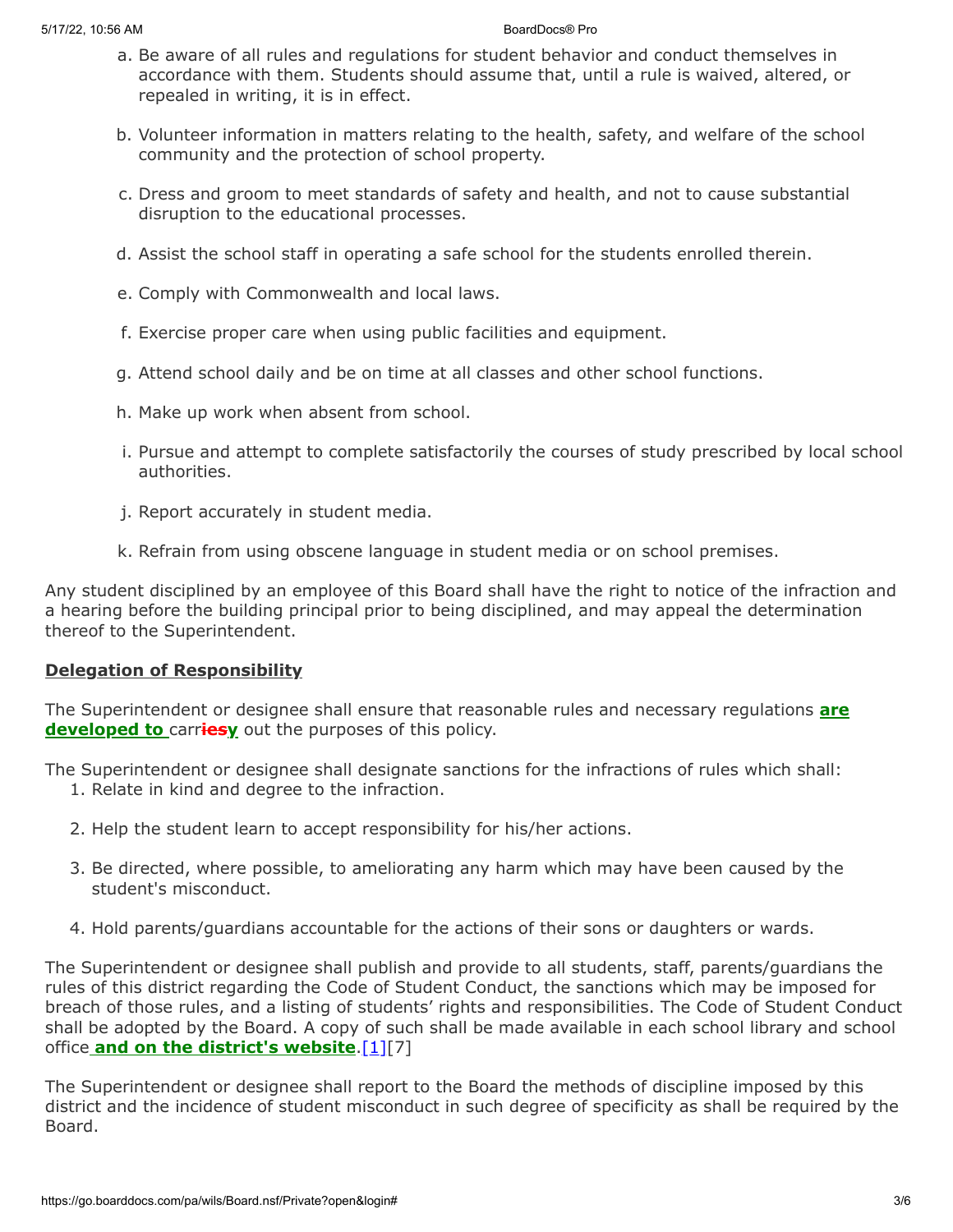a. Be aware of all rules and regulations for student behavior and conduct themselves in accordance with them. Students should assume that, until a rule is waived, altered, or repealed in writing, it is in effect.

b. Volunteer information in matters relating to the health, safety, and welfare of the school community and the protection of school property.

c. Dress and groom to meet standards of safety and health, and not to cause substantial disruption to the educational processes.

d. Assist the school staff in operating a safe school for the students enrolled therein.

e. Comply with Commonwealth and local laws.

f. Exercise proper care when using public facilities and equipment.

g. Attend school daily and be on time at all classes and other school functions.

h. Make up work when absent from school.

i. Pursue and attempt to complete satisfactorily the courses of study prescribed by local school authorities.

j. Report accurately in student media.

k. Refrain from using obscene language in student media or on school premises.

Any student disciplined by an employee of this Board shall have the right to notice of the infraction and a hearing before the building principal prior to being disciplined, and may appeal the determination thereof to the Superintendent.

## Delegation of Responsibility

The Superintendent or designee shall ensure that reasonable rules and necessary regulations **are developed to** carr~~ies~~**y** out the purposes of this policy.

The Superintendent or designee shall designate sanctions for the infractions of rules which shall:

1. Relate in kind and degree to the infraction.
2. Help the student learn to accept responsibility for his/her actions.
3. Be directed, where possible, to ameliorating any harm which may have been caused by the student's misconduct.
4. Hold parents/guardians accountable for the actions of their sons or daughters or wards.

The Superintendent or designee shall publish and provide to all students, staff, parents/guardians the rules of this district regarding the Code of Student Conduct, the sanctions which may be imposed for breach of those rules, and a listing of students' rights and responsibilities. The Code of Student Conduct shall be adopted by the Board. A copy of such shall be made available in each school library and school office **and on the district's website**.[1][7]

The Superintendent or designee shall report to the Board the methods of discipline imposed by this district and the incidence of student misconduct in such degree of specificity as shall be required by the Board.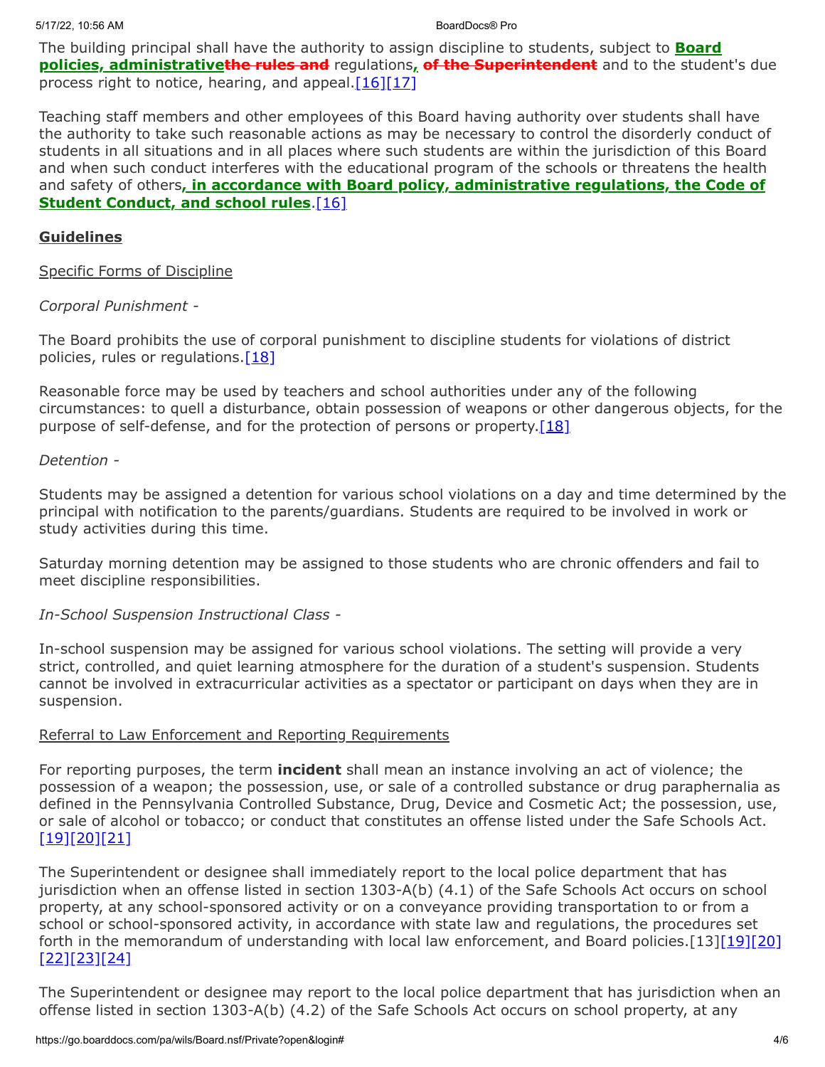The building principal shall have the authority to assign discipline to students, subject to **Board policies, administrative**~~the rules and~~ regulations**,** ~~of the Superintendent~~ and to the student's due process right to notice, hearing, and appeal.[16][17]

Teaching staff members and other employees of this Board having authority over students shall have the authority to take such reasonable actions as may be necessary to control the disorderly conduct of students in all situations and in all places where such students are within the jurisdiction of this Board and when such conduct interferes with the educational program of the schools or threatens the health and safety of others**, in accordance with Board policy, administrative regulations, the Code of Student Conduct, and school rules**.[16]

**Guidelines**

Specific Forms of Discipline

*Corporal Punishment -*

The Board prohibits the use of corporal punishment to discipline students for violations of district policies, rules or regulations.[18]

Reasonable force may be used by teachers and school authorities under any of the following circumstances: to quell a disturbance, obtain possession of weapons or other dangerous objects, for the purpose of self-defense, and for the protection of persons or property.[18]

*Detention -*

Students may be assigned a detention for various school violations on a day and time determined by the principal with notification to the parents/guardians. Students are required to be involved in work or study activities during this time.

Saturday morning detention may be assigned to those students who are chronic offenders and fail to meet discipline responsibilities.

*In-School Suspension Instructional Class -*

In-school suspension may be assigned for various school violations. The setting will provide a very strict, controlled, and quiet learning atmosphere for the duration of a student's suspension. Students cannot be involved in extracurricular activities as a spectator or participant on days when they are in suspension.

Referral to Law Enforcement and Reporting Requirements

For reporting purposes, the term **incident** shall mean an instance involving an act of violence; the possession of a weapon; the possession, use, or sale of a controlled substance or drug paraphernalia as defined in the Pennsylvania Controlled Substance, Drug, Device and Cosmetic Act; the possession, use, or sale of alcohol or tobacco; or conduct that constitutes an offense listed under the Safe Schools Act.[19][20][21]

The Superintendent or designee shall immediately report to the local police department that has jurisdiction when an offense listed in section 1303-A(b) (4.1) of the Safe Schools Act occurs on school property, at any school-sponsored activity or on a conveyance providing transportation to or from a school or school-sponsored activity, in accordance with state law and regulations, the procedures set forth in the memorandum of understanding with local law enforcement, and Board policies.[13][19][20][22][23][24]

The Superintendent or designee may report to the local police department that has jurisdiction when an offense listed in section 1303-A(b) (4.2) of the Safe Schools Act occurs on school property, at any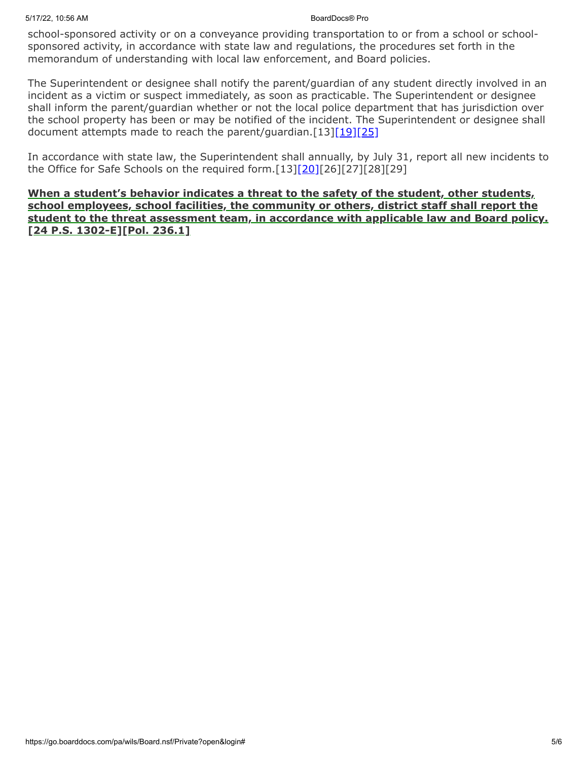school-sponsored activity or on a conveyance providing transportation to or from a school or school-sponsored activity, in accordance with state law and regulations, the procedures set forth in the memorandum of understanding with local law enforcement, and Board policies.

The Superintendent or designee shall notify the parent/guardian of any student directly involved in an incident as a victim or suspect immediately, as soon as practicable. The Superintendent or designee shall inform the parent/guardian whether or not the local police department that has jurisdiction over the school property has been or may be notified of the incident. The Superintendent or designee shall document attempts made to reach the parent/guardian.[13][19][25]

In accordance with state law, the Superintendent shall annually, by July 31, report all new incidents to the Office for Safe Schools on the required form.[13][20][26][27][28][29]

**When a student's behavior indicates a threat to the safety of the student, other students, school employees, school facilities, the community or others, district staff shall report the student to the threat assessment team, in accordance with applicable law and Board policy. [24 P.S. 1302-E][Pol. 236.1]**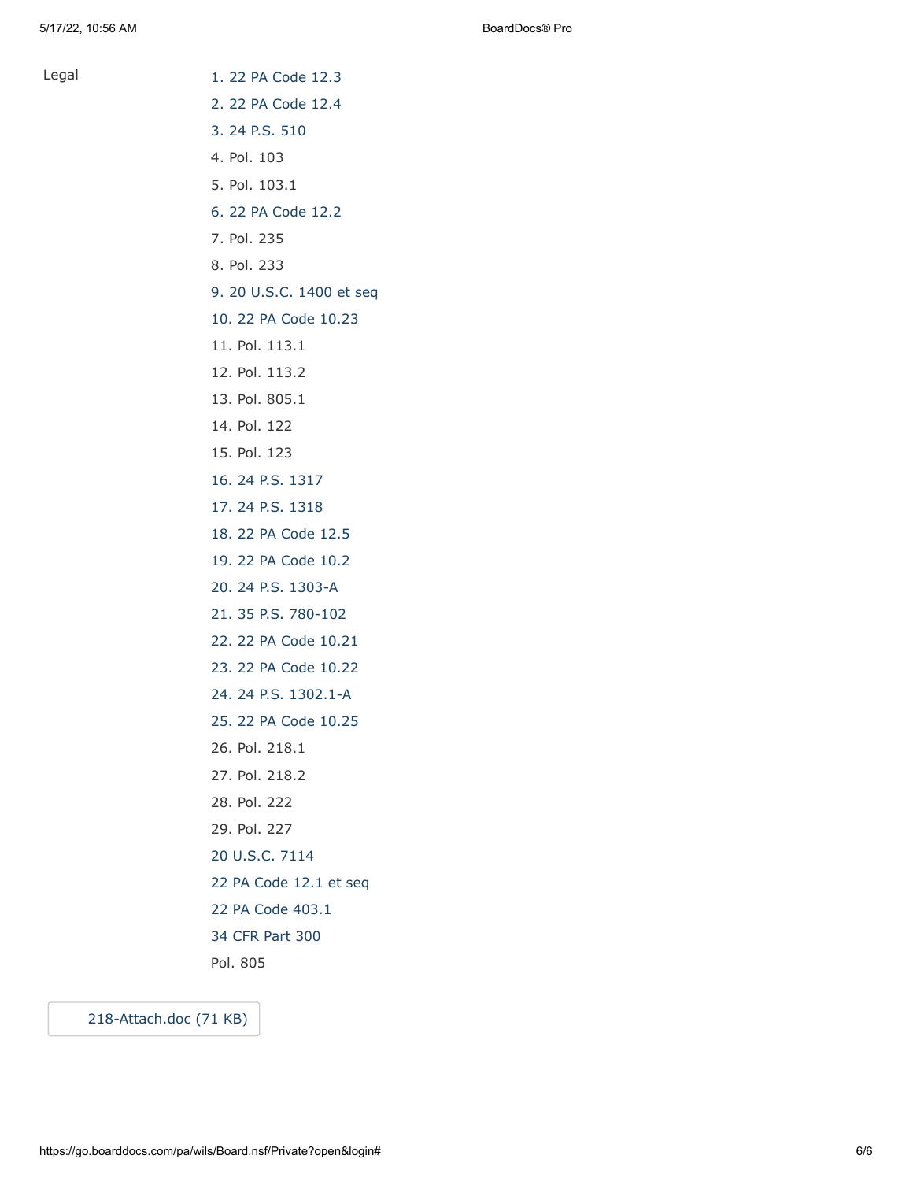Legal

1. 22 PA Code 12.3
2. 22 PA Code 12.4
3. 24 P.S. 510
4. Pol. 103
5. Pol. 103.1
6. 22 PA Code 12.2
7. Pol. 235
8. Pol. 233
9. 20 U.S.C. 1400 et seq
10. 22 PA Code 10.23
11. Pol. 113.1
12. Pol. 113.2
13. Pol. 805.1
14. Pol. 122
15. Pol. 123
16. 24 P.S. 1317
17. 24 P.S. 1318
18. 22 PA Code 12.5
19. 22 PA Code 10.2
20. 24 P.S. 1303-A
21. 35 P.S. 780-102
22. 22 PA Code 10.21
23. 22 PA Code 10.22
24. 24 P.S. 1302.1-A
25. 22 PA Code 10.25
26. Pol. 218.1
27. Pol. 218.2
28. Pol. 222
29. Pol. 227

20 U.S.C. 7114

22 PA Code 12.1 et seq

22 PA Code 403.1

34 CFR Part 300

Pol. 805

218-Attach.doc (71 KB)